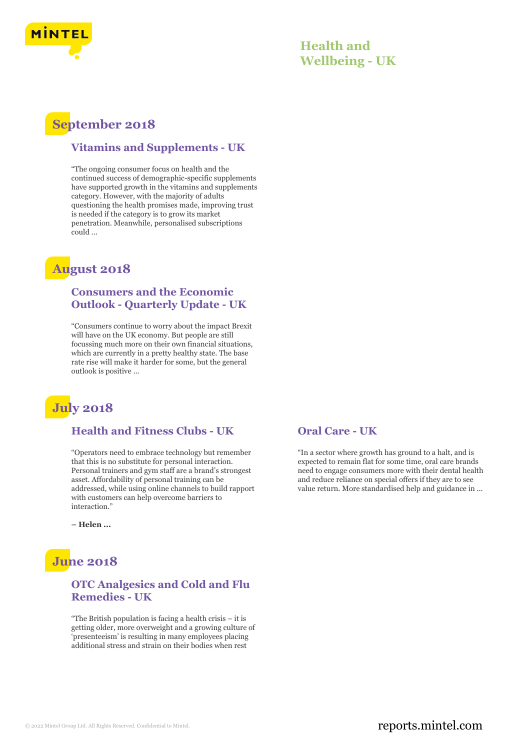# Health and Wellbeing - UK

## September 2018

### Vitamins and Supplements - UK

"The ongoing consumer focus on health and the continued success of demographic-specific supplements have supported growth in the vitamins and supplements category. However, with the majority of adults questioning the health promises made, improving trust is needed if the category is to grow its market penetration. Meanwhile, personalised subscriptions could ...

## August 2018

### Consumers and the Economic Outlook - Quarterly Update - UK

"Consumers continue to worry about the impact Brexit will have on the UK economy. But people are still focussing much more on their own financial situations, which are currently in a pretty healthy state. The base rate rise will make it harder for some, but the general outlook is positive ...

## July 2018

### Health and Fitness Clubs - UK

"Operators need to embrace technology but remember that this is no substitute for personal interaction. Personal trainers and gym staff are a brand's strongest asset. Affordability of personal training can be addressed, while using online channels to build rapport with customers can help overcome barriers to interaction."

**– Helen ...**

### Oral Care - UK

"In a sector where growth has ground to a halt, and is expected to remain flat for some time, oral care brands need to engage consumers more with their dental health and reduce reliance on special offers if they are to see value return. More standardised help and guidance in ...

## June 2018

### OTC Analgesics and Cold and Flu Remedies - UK

"The British population is facing a health crisis – it is getting older, more overweight and a growing culture of 'presenteeism' is resulting in many employees placing additional stress and strain on their bodies when rest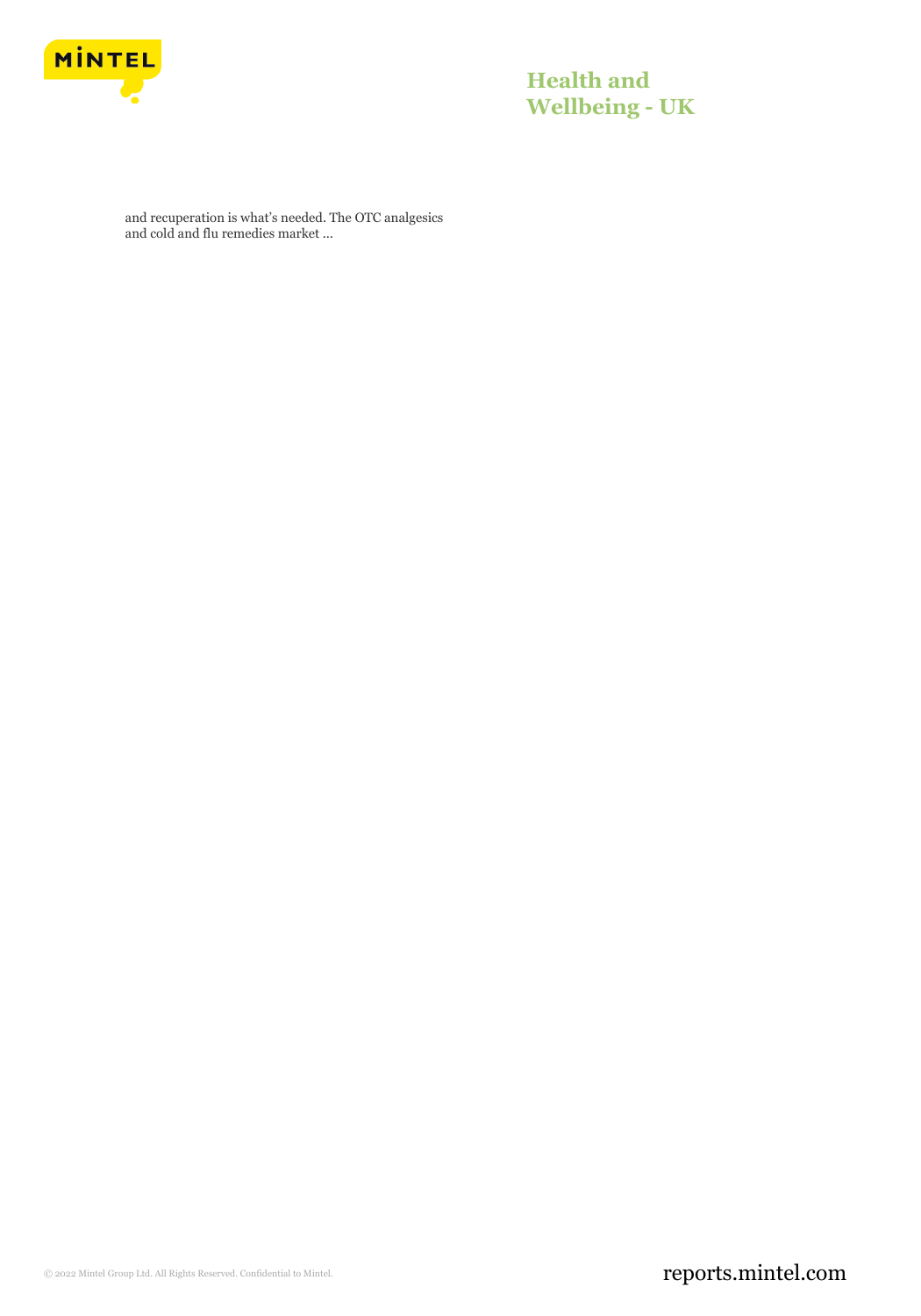and recuperation is what's needed. The OTC analgesics and cold and flu remedies market ...